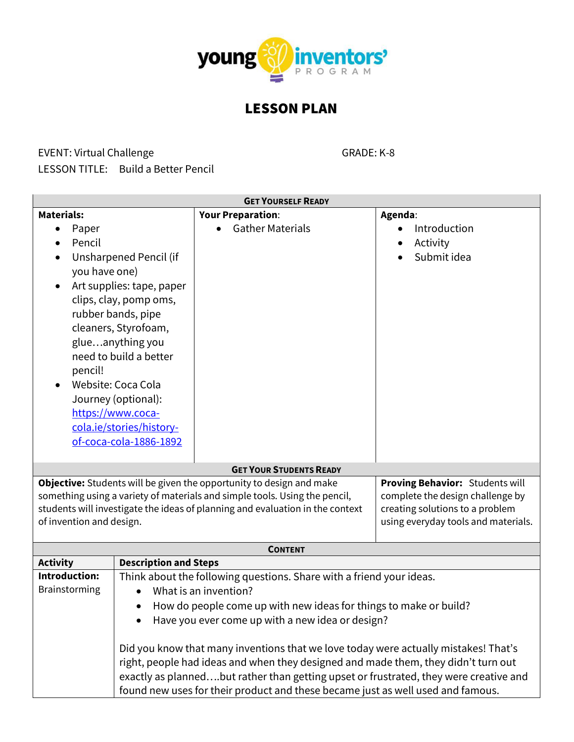young inventors' PROGRAM

# LESSON PLAN

EVENT: Virtual Challenge GRADE: K-8

LESSON TITLE: Build a Better Pencil

| GET YOURSELF READY | | |
|---|---|---|
| **Materials:**<br>• Paper<br>• Pencil<br>• Unsharpened Pencil (if you have one)<br>• Art supplies: tape, paper clips, clay, pomp oms, rubber bands, pipe cleaners, Styrofoam, glue…anything you need to build a better pencil!<br>• Website: Coca Cola Journey (optional): https://www.coca-cola.ie/stories/history-of-coca-cola-1886-1892 | **Your Preparation:**<br>• Gather Materials | **Agenda:**<br>• Introduction<br>• Activity<br>• Submit idea |

| GET YOUR STUDENTS READY | |
|---|---|
| **Objective:** Students will be given the opportunity to design and make something using a variety of materials and simple tools. Using the pencil, students will investigate the ideas of planning and evaluation in the context of invention and design. | **Proving Behavior:** Students will complete the design challenge by creating solutions to a problem using everyday tools and materials. |

| CONTENT | |
|---|---|
| **Activity** | **Description and Steps** |
| **Introduction:** Brainstorming | Think about the following questions. Share with a friend your ideas.<br>• What is an invention?<br>• How do people come up with new ideas for things to make or build?<br>• Have you ever come up with a new idea or design?<br><br>Did you know that many inventions that we love today were actually mistakes! That's right, people had ideas and when they designed and made them, they didn't turn out exactly as planned….but rather than getting upset or frustrated, they were creative and found new uses for their product and these became just as well used and famous. |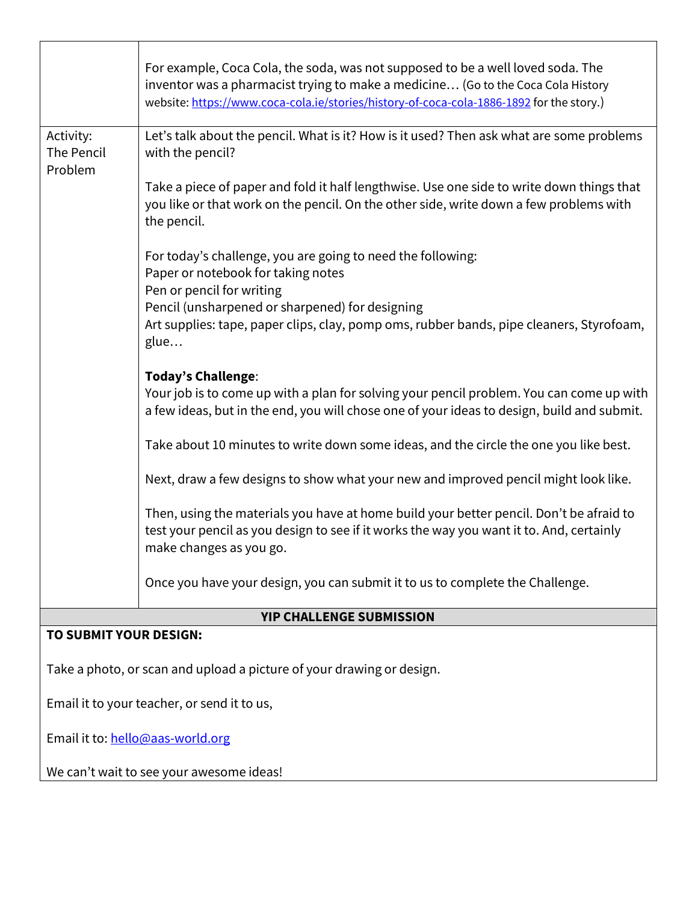| | |
|---|---|
| | For example, Coca Cola, the soda, was not supposed to be a well loved soda. The inventor was a pharmacist trying to make a medicine… (Go to the Coca Cola History website: https://www.coca-cola.ie/stories/history-of-coca-cola-1886-1892 for the story.) |
| Activity: The Pencil Problem | Let's talk about the pencil. What is it? How is it used? Then ask what are some problems with the pencil?<br><br>Take a piece of paper and fold it half lengthwise. Use one side to write down things that you like or that work on the pencil. On the other side, write down a few problems with the pencil.<br><br>For today's challenge, you are going to need the following:<br>Paper or notebook for taking notes<br>Pen or pencil for writing<br>Pencil (unsharpened or sharpened) for designing<br>Art supplies: tape, paper clips, clay, pomp oms, rubber bands, pipe cleaners, Styrofoam, glue…<br><br>**Today's Challenge**:<br>Your job is to come up with a plan for solving your pencil problem. You can come up with a few ideas, but in the end, you will chose one of your ideas to design, build and submit.<br><br>Take about 10 minutes to write down some ideas, and the circle the one you like best.<br><br>Next, draw a few designs to show what your new and improved pencil might look like.<br><br>Then, using the materials you have at home build your better pencil. Don't be afraid to test your pencil as you design to see if it works the way you want it to. And, certainly make changes as you go.<br><br>Once you have your design, you can submit it to us to complete the Challenge. |

**YIP CHALLENGE SUBMISSION**

**TO SUBMIT YOUR DESIGN:**

Take a photo, or scan and upload a picture of your drawing or design.

Email it to your teacher, or send it to us,

Email it to: hello@aas-world.org

We can't wait to see your awesome ideas!